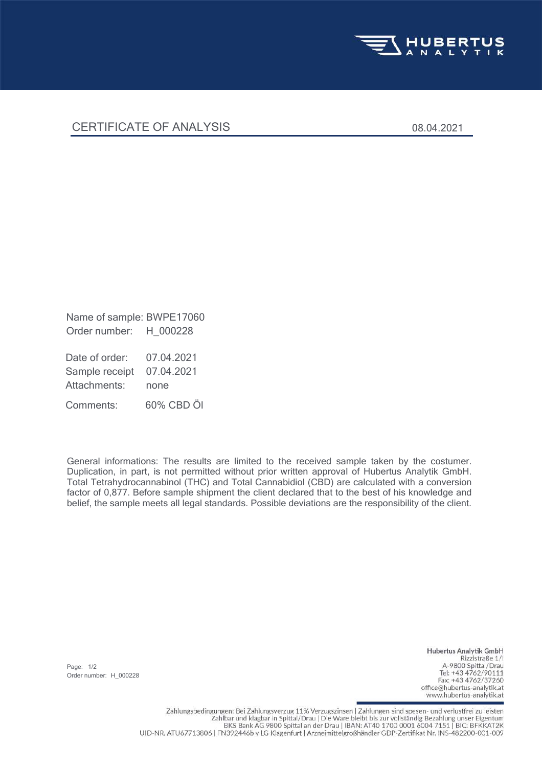HUBERTUS ANALYTIK

# CERTIFICATE OF ANALYSIS

08.04.2021

Name of sample: BWPE17060
Order number: H_000228

Date of order: 07.04.2021
Sample receipt 07.04.2021
Attachments: none

Comments: 60% CBD Öl

General informations: The results are limited to the received sample taken by the costumer. Duplication, in part, is not permitted without prior written approval of Hubertus Analytik GmbH. Total Tetrahydrocannabinol (THC) and Total Cannabidiol (CBD) are calculated with a conversion factor of 0,877. Before sample shipment the client declared that to the best of his knowledge and belief, the sample meets all legal standards. Possible deviations are the responsibility of the client.

Page: 1/2
Order number: H_000228

Hubertus Analytik GmbH
Rizzistraße 1/I
A-9800 Spittal/Drau
Tel: +43 4762/90111
Fax: +43 4762/37260
office@hubertus-analytik.at
www.hubertus-analytik.at

Zahlungsbedingungen: Bei Zahlungsverzug 11% Verzugszinsen | Zahlungen sind spesen- und verlustfrei zu leisten
Zahlbar und klagbar in Spittal/Drau | Die Ware bleibt bis zur vollständig Bezahlung unser Eigentum
BKS Bank AG 9800 Spittal an der Drau | IBAN: AT40 1700 0001 6004 7151 | BIC: BFKKAT2K
UID-NR. ATU67713806 | FN392446b v LG Klagenfurt | Arzneimittelgroßhändler GDP-Zertifikat Nr. INS-482200-001-009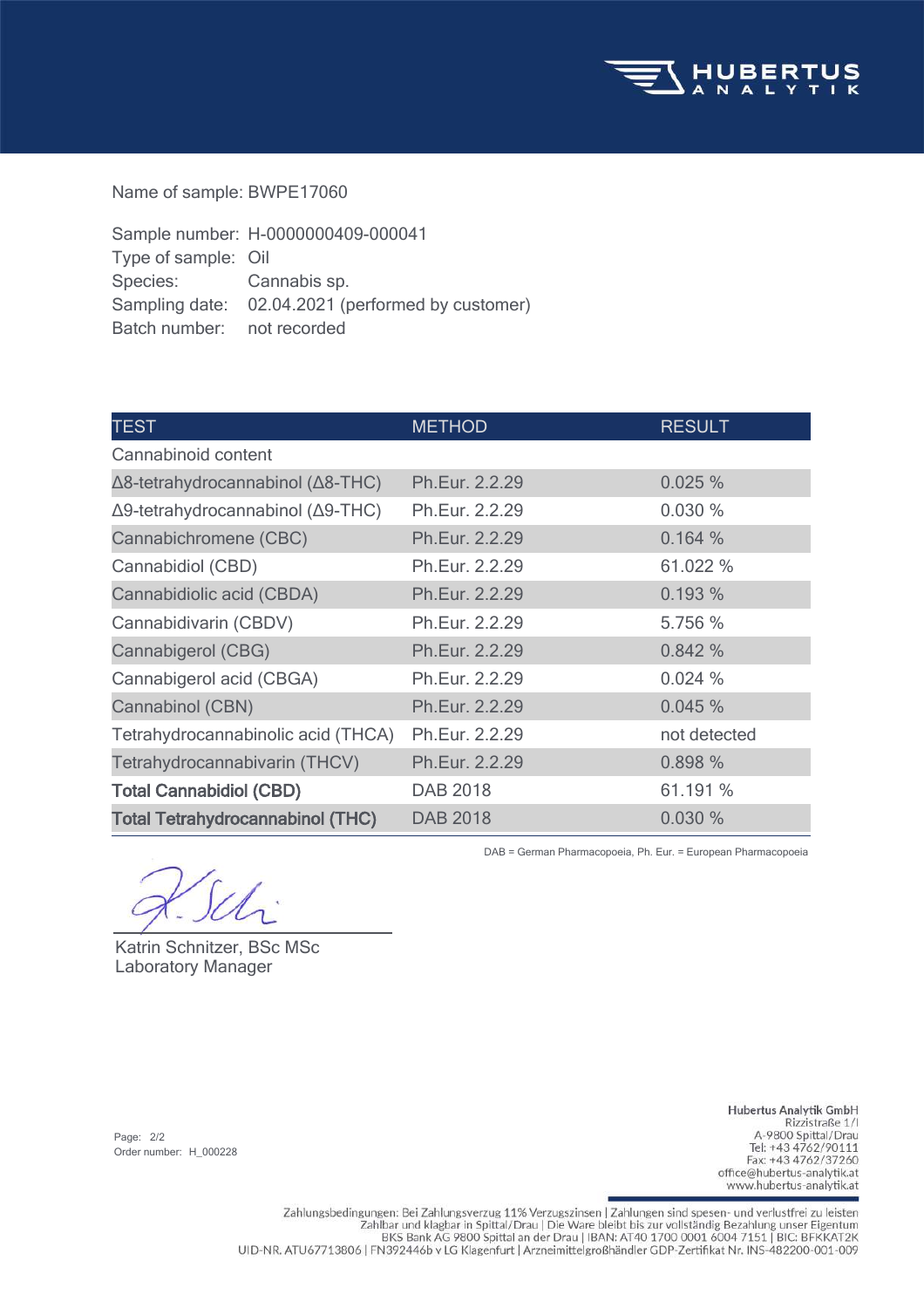HUBERTUS ANALYTIK

Name of sample: BWPE17060

Sample number: H-0000000409-000041
Type of sample: Oil
Species: Cannabis sp.
Sampling date: 02.04.2021 (performed by customer)
Batch number: not recorded

| TEST | METHOD | RESULT |
|---|---|---|
| Cannabinoid content | | |
| Δ8-tetrahydrocannabinol (Δ8-THC) | Ph.Eur. 2.2.29 | 0.025 % |
| Δ9-tetrahydrocannabinol (Δ9-THC) | Ph.Eur. 2.2.29 | 0.030 % |
| Cannabichromene (CBC) | Ph.Eur. 2.2.29 | 0.164 % |
| Cannabidiol (CBD) | Ph.Eur. 2.2.29 | 61.022 % |
| Cannabidiolic acid (CBDA) | Ph.Eur. 2.2.29 | 0.193 % |
| Cannabidivarin (CBDV) | Ph.Eur. 2.2.29 | 5.756 % |
| Cannabigerol (CBG) | Ph.Eur. 2.2.29 | 0.842 % |
| Cannabigerol acid (CBGA) | Ph.Eur. 2.2.29 | 0.024 % |
| Cannabinol (CBN) | Ph.Eur. 2.2.29 | 0.045 % |
| Tetrahydrocannabinolic acid (THCA) | Ph.Eur. 2.2.29 | not detected |
| Tetrahydrocannabivarin (THCV) | Ph.Eur. 2.2.29 | 0.898 % |
| **Total Cannabidiol (CBD)** | DAB 2018 | 61.191 % |
| **Total Tetrahydrocannabinol (THC)** | DAB 2018 | 0.030 % |

DAB = German Pharmacopoeia, Ph. Eur. = European Pharmacopoeia

Katrin Schnitzer, BSc MSc
Laboratory Manager

Order number: H_000228

Hubertus Analytik GmbH
Rizzistraße 1/I
A-9800 Spittal/Drau
Tel: +43 4762/90111
Fax: +43 4762/37260
office@hubertus-analytik.at
www.hubertus-analytik.at

Zahlungsbedingungen: Bei Zahlungsverzug 11% Verzugszinsen | Zahlungen sind spesen- und verlustfrei zu leisten
Zahlbar und klagbar in Spittal/Drau | Die Ware bleibt bis zur vollständig Bezahlung unser Eigentum
BKS Bank AG 9800 Spittal an der Drau | IBAN: AT40 1700 0001 6004 7151 | BIC: BFKKAT2K
UID-NR. ATU67713806 | FN392446b v LG Klagenfurt | Arzneimittelgroßhändler GDP-Zertifikat Nr. INS-482200-001-009